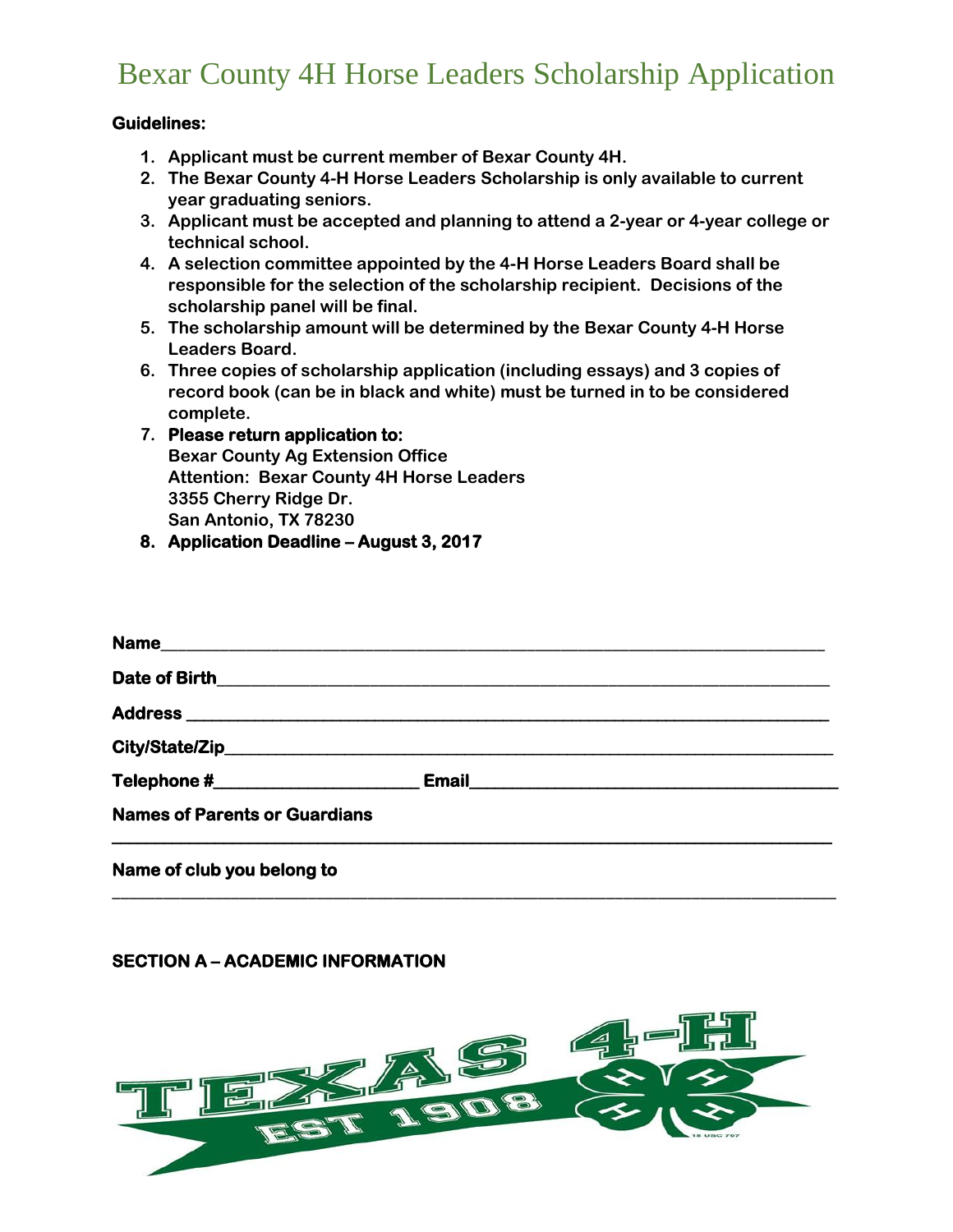# Bexar County 4H Horse Leaders Scholarship Application

**Guidelines:**

1. **Applicant must be current member of Bexar County 4H.**
2. **The Bexar County 4-H Horse Leaders Scholarship is only available to current year graduating seniors.**
3. **Applicant must be accepted and planning to attend a 2-year or 4-year college or technical school.**
4. **A selection committee appointed by the 4-H Horse Leaders Board shall be responsible for the selection of the scholarship recipient. Decisions of the scholarship panel will be final.**
5. **The scholarship amount will be determined by the Bexar County 4-H Horse Leaders Board.**
6. **Three copies of scholarship application (including essays) and 3 copies of record book (can be in black and white) must be turned in to be considered complete.**
7. **Please return application to:**
   **Bexar County Ag Extension Office**
   **Attention: Bexar County 4H Horse Leaders**
   **3355 Cherry Ridge Dr.**
   **San Antonio, TX 78230**
8. **Application Deadline – August 3, 2017**

**Name**\_\_\_\_\_\_\_\_\_\_\_\_\_\_\_\_\_\_\_\_\_\_\_\_\_\_\_\_\_\_\_\_\_\_\_\_\_\_\_\_\_\_\_\_\_\_\_\_\_\_\_\_\_\_\_\_\_\_\_\_\_\_\_\_

**Date of Birth**\_\_\_\_\_\_\_\_\_\_\_\_\_\_\_\_\_\_\_\_\_\_\_\_\_\_\_\_\_\_\_\_\_\_\_\_\_\_\_\_\_\_\_\_\_\_\_\_\_\_\_\_\_\_\_\_\_\_

**Address** \_\_\_\_\_\_\_\_\_\_\_\_\_\_\_\_\_\_\_\_\_\_\_\_\_\_\_\_\_\_\_\_\_\_\_\_\_\_\_\_\_\_\_\_\_\_\_\_\_\_\_\_\_\_\_\_\_\_\_\_\_

**City/State/Zip**\_\_\_\_\_\_\_\_\_\_\_\_\_\_\_\_\_\_\_\_\_\_\_\_\_\_\_\_\_\_\_\_\_\_\_\_\_\_\_\_\_\_\_\_\_\_\_\_\_\_\_\_\_\_\_\_\_

**Telephone #**\_\_\_\_\_\_\_\_\_\_\_\_\_\_\_\_\_\_\_\_ **Email**\_\_\_\_\_\_\_\_\_\_\_\_\_\_\_\_\_\_\_\_\_\_\_\_\_\_\_\_\_\_\_\_\_\_\_\_

**Names of Parents or Guardians**

\_\_\_\_\_\_\_\_\_\_\_\_\_\_\_\_\_\_\_\_\_\_\_\_\_\_\_\_\_\_\_\_\_\_\_\_\_\_\_\_\_\_\_\_\_\_\_\_\_\_\_\_\_\_\_\_\_\_\_\_\_\_\_\_\_\_\_\_\_\_\_\_

**Name of club you belong to**

\_\_\_\_\_\_\_\_\_\_\_\_\_\_\_\_\_\_\_\_\_\_\_\_\_\_\_\_\_\_\_\_\_\_\_\_\_\_\_\_\_\_\_\_\_\_\_\_\_\_\_\_\_\_\_\_\_\_\_\_\_\_\_\_\_\_\_\_\_\_\_\_

**SECTION A – ACADEMIC INFORMATION**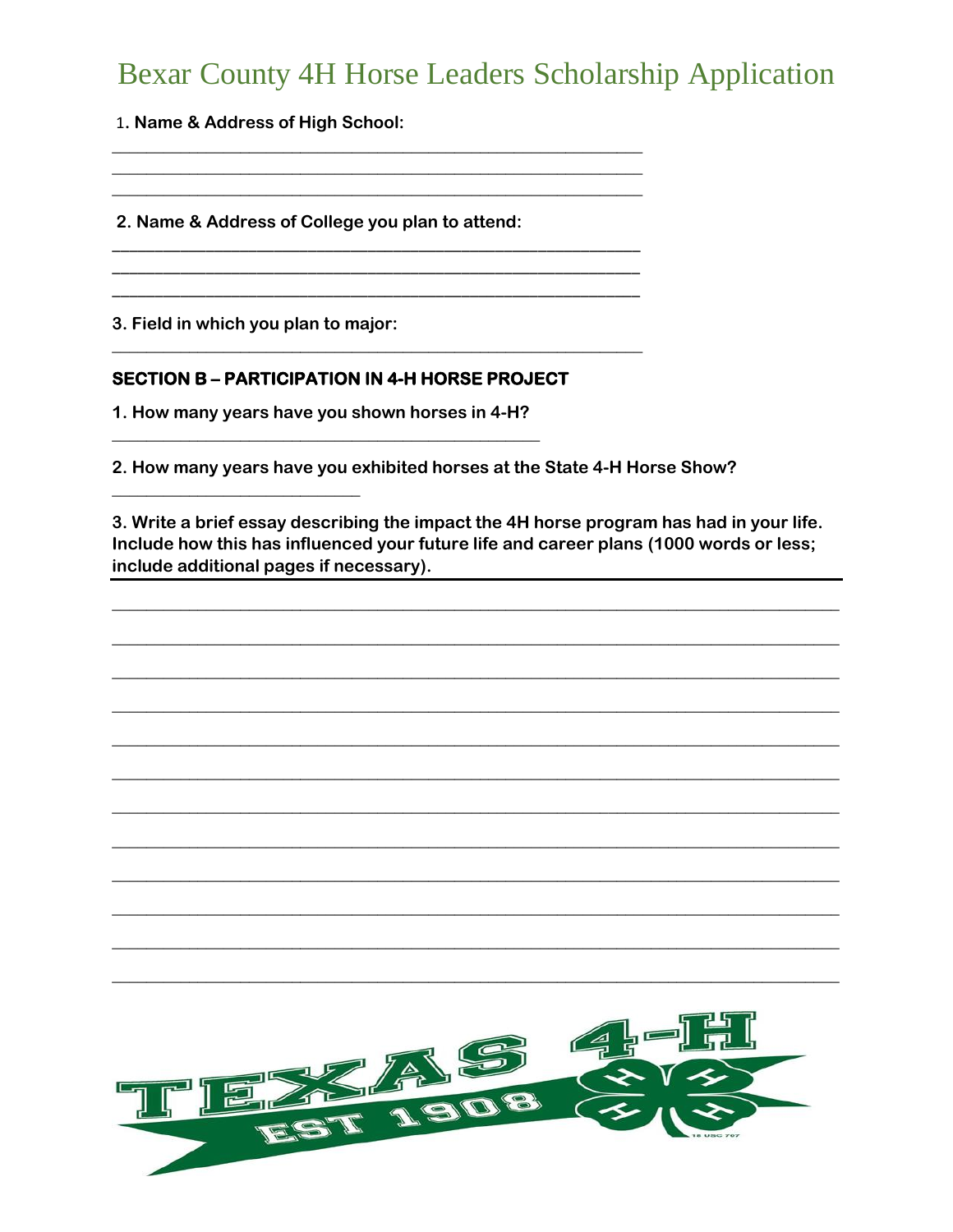# Bexar County 4H Horse Leaders Scholarship Application

1. **Name & Address of High School:**

______________________________________________________________
______________________________________________________________
______________________________________________________________

2. **Name & Address of College you plan to attend:**

______________________________________________________________
______________________________________________________________
______________________________________________________________

3. **Field in which you plan to major:**

______________________________________________________________

## SECTION B – PARTICIPATION IN 4-H HORSE PROJECT

**1. How many years have you shown horses in 4-H?**

__________________________________________________

**2. How many years have you exhibited horses at the State 4-H Horse Show?**

____________________________

**3. Write a brief essay describing the impact the 4H horse program has had in your life. Include how this has influenced your future life and career plans (1000 words or less; include additional pages if necessary).**

______________________________________________________________________________________
______________________________________________________________________________________
______________________________________________________________________________________
______________________________________________________________________________________
______________________________________________________________________________________
______________________________________________________________________________________
______________________________________________________________________________________
______________________________________________________________________________________
______________________________________________________________________________________
______________________________________________________________________________________
______________________________________________________________________________________
______________________________________________________________________________________

TEXAS 4-H EST 1908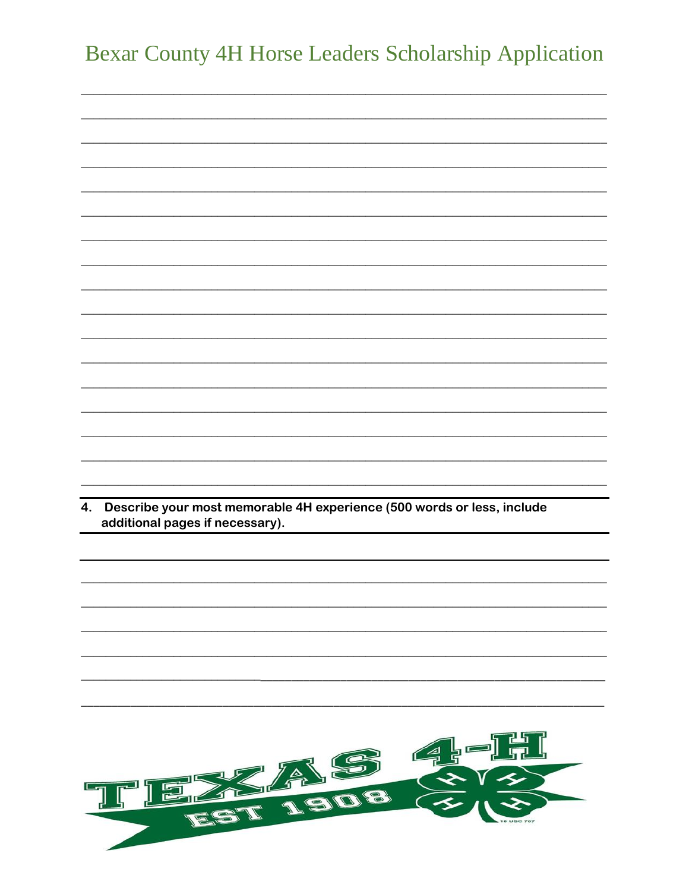# Bexar County 4H Horse Leaders Scholarship Application

______________________________________________________________________________

______________________________________________________________________________

______________________________________________________________________________

______________________________________________________________________________

______________________________________________________________________________

______________________________________________________________________________

______________________________________________________________________________

______________________________________________________________________________

______________________________________________________________________________

______________________________________________________________________________

______________________________________________________________________________

______________________________________________________________________________

______________________________________________________________________________

______________________________________________________________________________

______________________________________________________________________________

______________________________________________________________________________

______________________________________________________________________________

**4. Describe your most memorable 4H experience (500 words or less, include additional pages if necessary).**

______________________________________________________________________________

______________________________________________________________________________

______________________________________________________________________________

______________________________________________________________________________

______________________________________________________________________________

______________________________________________________________________________

______________________________________________________________________________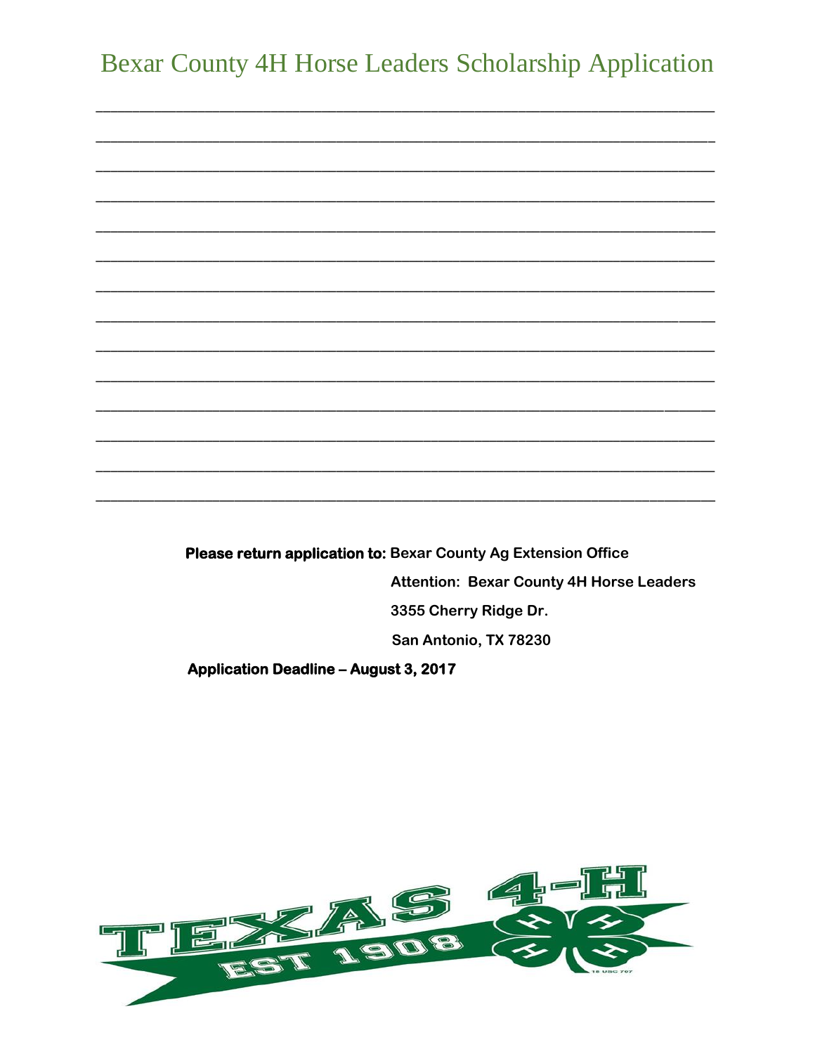# Bexar County 4H Horse Leaders Scholarship Application

________________________________________________________________________________

________________________________________________________________________________

________________________________________________________________________________

________________________________________________________________________________

________________________________________________________________________________

________________________________________________________________________________

________________________________________________________________________________

________________________________________________________________________________

________________________________________________________________________________

________________________________________________________________________________

________________________________________________________________________________

________________________________________________________________________________

________________________________________________________________________________

________________________________________________________________________________

**Please return application to: Bexar County Ag Extension Office**

**Attention: Bexar County 4H Horse Leaders**

**3355 Cherry Ridge Dr.**

**San Antonio, TX 78230**

**Application Deadline – August 3, 2017**